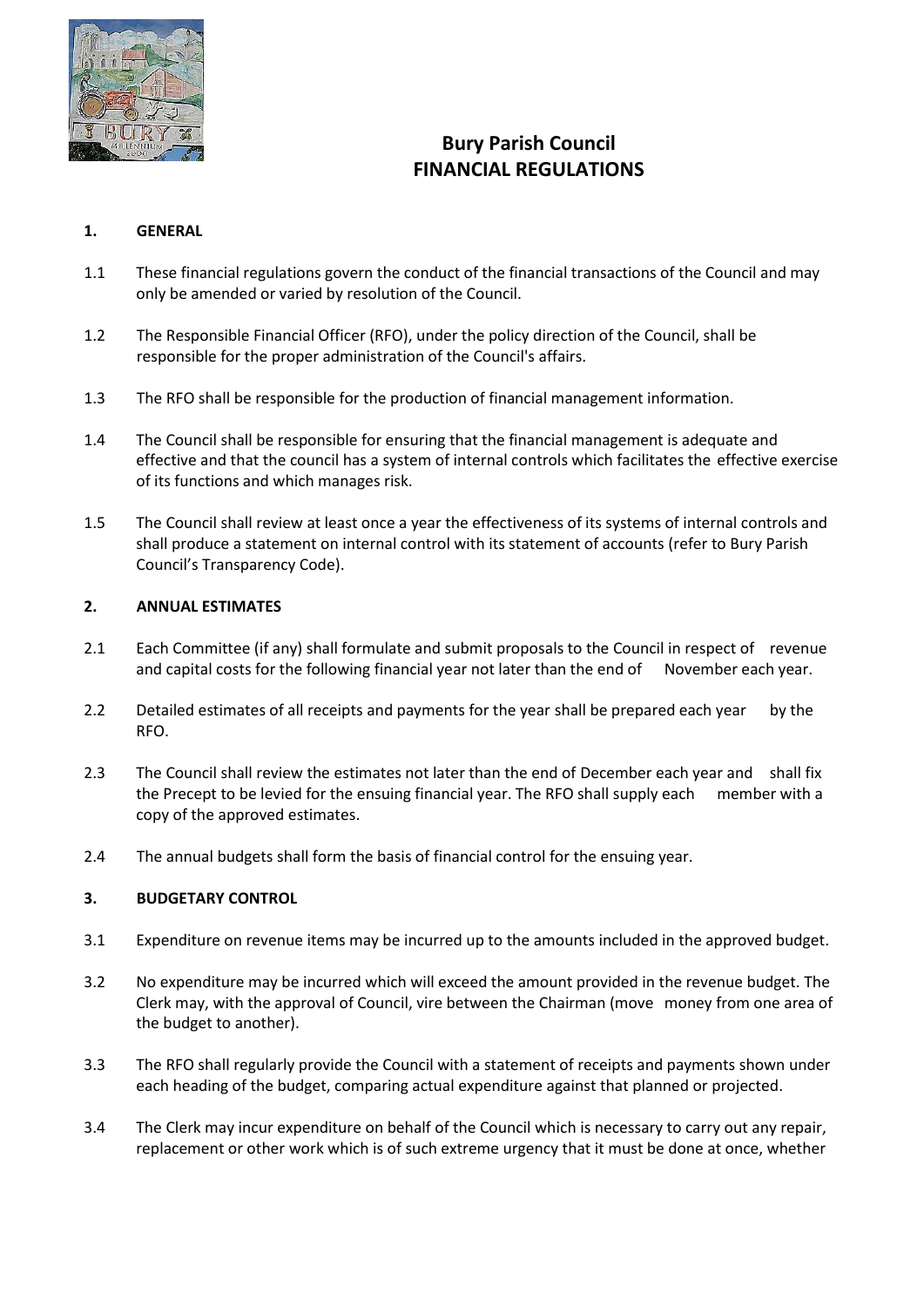# Bury Parish Council
# FINANCIAL REGULATIONS

## 1. GENERAL

1.1 These financial regulations govern the conduct of the financial transactions of the Council and may only be amended or varied by resolution of the Council.

1.2 The Responsible Financial Officer (RFO), under the policy direction of the Council, shall be responsible for the proper administration of the Council's affairs.

1.3 The RFO shall be responsible for the production of financial management information.

1.4 The Council shall be responsible for ensuring that the financial management is adequate and effective and that the council has a system of internal controls which facilitates the effective exercise of its functions and which manages risk.

1.5 The Council shall review at least once a year the effectiveness of its systems of internal controls and shall produce a statement on internal control with its statement of accounts (refer to Bury Parish Council's Transparency Code).

## 2. ANNUAL ESTIMATES

2.1 Each Committee (if any) shall formulate and submit proposals to the Council in respect of revenue and capital costs for the following financial year not later than the end of November each year.

2.2 Detailed estimates of all receipts and payments for the year shall be prepared each year by the RFO.

2.3 The Council shall review the estimates not later than the end of December each year and shall fix the Precept to be levied for the ensuing financial year. The RFO shall supply each member with a copy of the approved estimates.

2.4 The annual budgets shall form the basis of financial control for the ensuing year.

## 3. BUDGETARY CONTROL

3.1 Expenditure on revenue items may be incurred up to the amounts included in the approved budget.

3.2 No expenditure may be incurred which will exceed the amount provided in the revenue budget. The Clerk may, with the approval of Council, vire between the Chairman (move money from one area of the budget to another).

3.3 The RFO shall regularly provide the Council with a statement of receipts and payments shown under each heading of the budget, comparing actual expenditure against that planned or projected.

3.4 The Clerk may incur expenditure on behalf of the Council which is necessary to carry out any repair, replacement or other work which is of such extreme urgency that it must be done at once, whether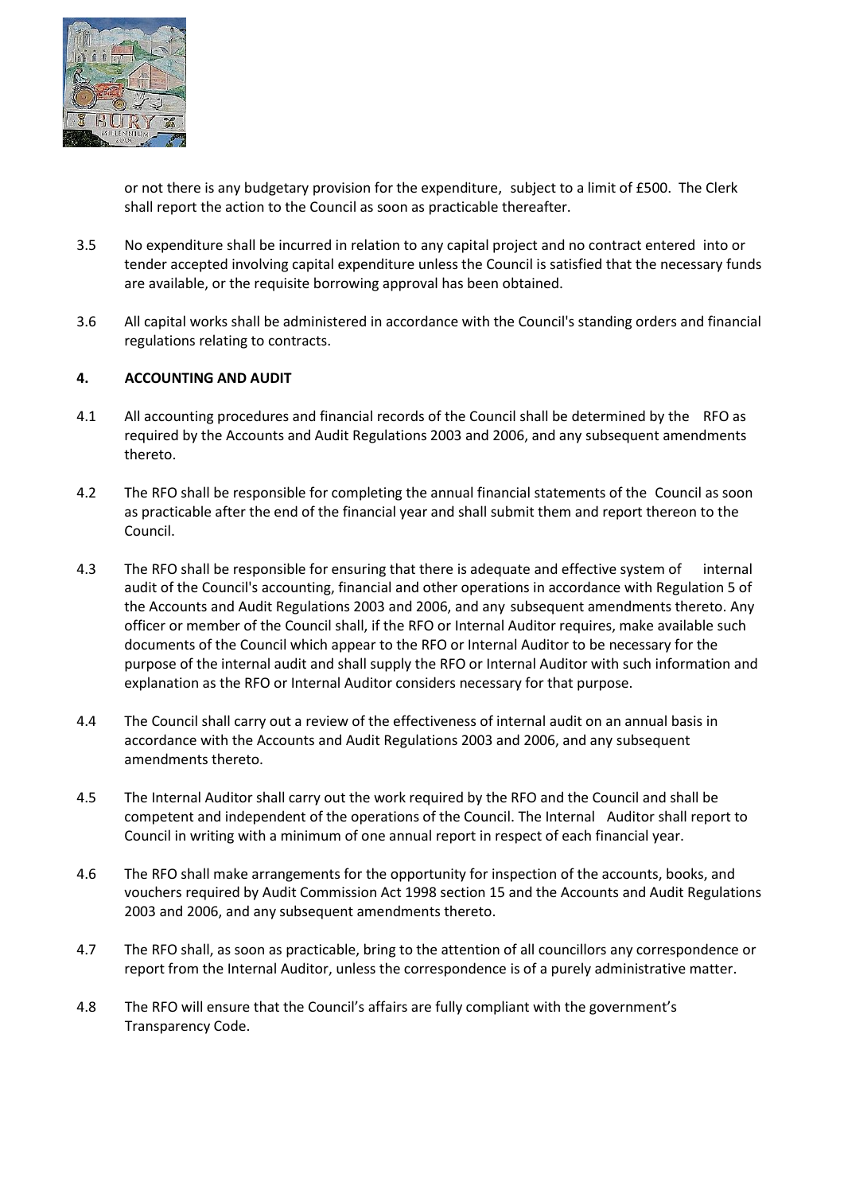or not there is any budgetary provision for the expenditure, subject to a limit of £500. The Clerk shall report the action to the Council as soon as practicable thereafter.

3.5 No expenditure shall be incurred in relation to any capital project and no contract entered into or tender accepted involving capital expenditure unless the Council is satisfied that the necessary funds are available, or the requisite borrowing approval has been obtained.

3.6 All capital works shall be administered in accordance with the Council's standing orders and financial regulations relating to contracts.

## 4. ACCOUNTING AND AUDIT

4.1 All accounting procedures and financial records of the Council shall be determined by the RFO as required by the Accounts and Audit Regulations 2003 and 2006, and any subsequent amendments thereto.

4.2 The RFO shall be responsible for completing the annual financial statements of the Council as soon as practicable after the end of the financial year and shall submit them and report thereon to the Council.

4.3 The RFO shall be responsible for ensuring that there is adequate and effective system of internal audit of the Council's accounting, financial and other operations in accordance with Regulation 5 of the Accounts and Audit Regulations 2003 and 2006, and any subsequent amendments thereto. Any officer or member of the Council shall, if the RFO or Internal Auditor requires, make available such documents of the Council which appear to the RFO or Internal Auditor to be necessary for the purpose of the internal audit and shall supply the RFO or Internal Auditor with such information and explanation as the RFO or Internal Auditor considers necessary for that purpose.

4.4 The Council shall carry out a review of the effectiveness of internal audit on an annual basis in accordance with the Accounts and Audit Regulations 2003 and 2006, and any subsequent amendments thereto.

4.5 The Internal Auditor shall carry out the work required by the RFO and the Council and shall be competent and independent of the operations of the Council. The Internal Auditor shall report to Council in writing with a minimum of one annual report in respect of each financial year.

4.6 The RFO shall make arrangements for the opportunity for inspection of the accounts, books, and vouchers required by Audit Commission Act 1998 section 15 and the Accounts and Audit Regulations 2003 and 2006, and any subsequent amendments thereto.

4.7 The RFO shall, as soon as practicable, bring to the attention of all councillors any correspondence or report from the Internal Auditor, unless the correspondence is of a purely administrative matter.

4.8 The RFO will ensure that the Council's affairs are fully compliant with the government's Transparency Code.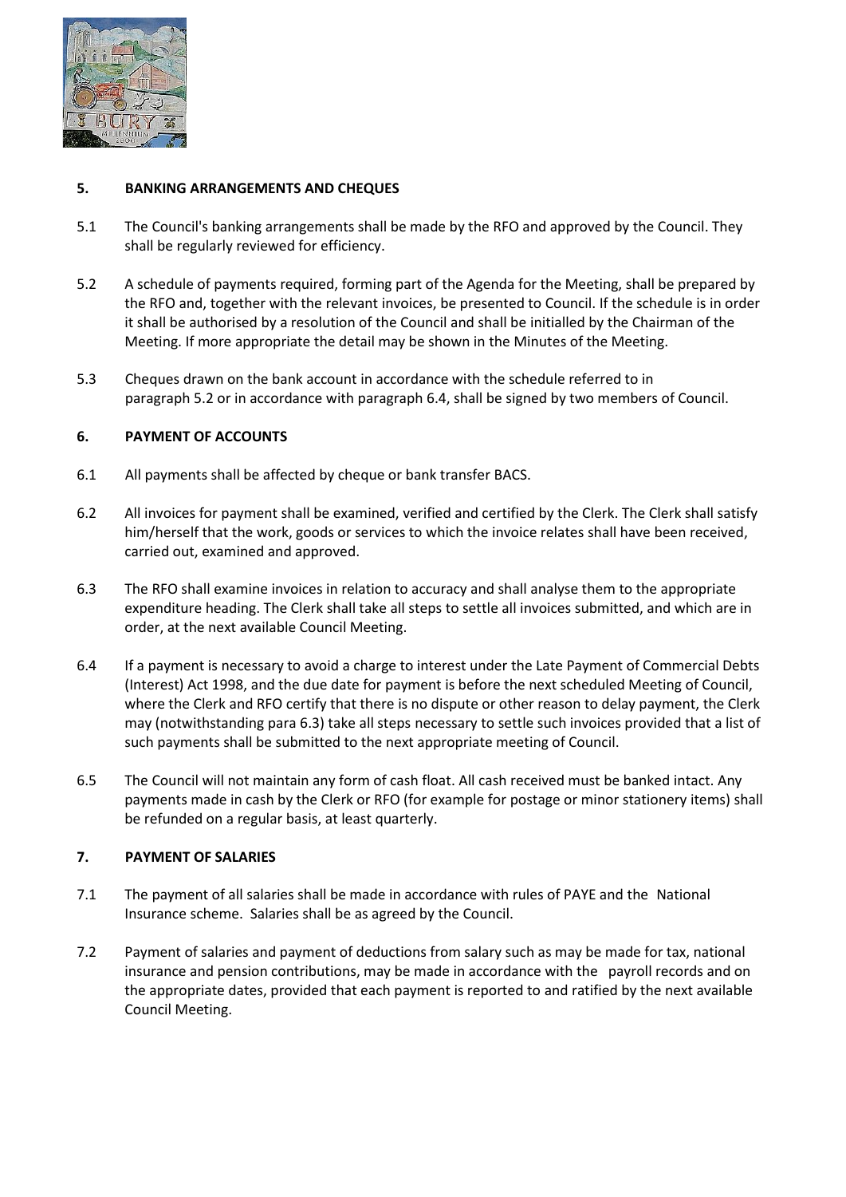## 5. BANKING ARRANGEMENTS AND CHEQUES

5.1 The Council's banking arrangements shall be made by the RFO and approved by the Council. They shall be regularly reviewed for efficiency.

5.2 A schedule of payments required, forming part of the Agenda for the Meeting, shall be prepared by the RFO and, together with the relevant invoices, be presented to Council. If the schedule is in order it shall be authorised by a resolution of the Council and shall be initialled by the Chairman of the Meeting. If more appropriate the detail may be shown in the Minutes of the Meeting.

5.3 Cheques drawn on the bank account in accordance with the schedule referred to in paragraph 5.2 or in accordance with paragraph 6.4, shall be signed by two members of Council.

## 6. PAYMENT OF ACCOUNTS

6.1 All payments shall be affected by cheque or bank transfer BACS.

6.2 All invoices for payment shall be examined, verified and certified by the Clerk. The Clerk shall satisfy him/herself that the work, goods or services to which the invoice relates shall have been received, carried out, examined and approved.

6.3 The RFO shall examine invoices in relation to accuracy and shall analyse them to the appropriate expenditure heading. The Clerk shall take all steps to settle all invoices submitted, and which are in order, at the next available Council Meeting.

6.4 If a payment is necessary to avoid a charge to interest under the Late Payment of Commercial Debts (Interest) Act 1998, and the due date for payment is before the next scheduled Meeting of Council, where the Clerk and RFO certify that there is no dispute or other reason to delay payment, the Clerk may (notwithstanding para 6.3) take all steps necessary to settle such invoices provided that a list of such payments shall be submitted to the next appropriate meeting of Council.

6.5 The Council will not maintain any form of cash float. All cash received must be banked intact. Any payments made in cash by the Clerk or RFO (for example for postage or minor stationery items) shall be refunded on a regular basis, at least quarterly.

## 7. PAYMENT OF SALARIES

7.1 The payment of all salaries shall be made in accordance with rules of PAYE and the National Insurance scheme. Salaries shall be as agreed by the Council.

7.2 Payment of salaries and payment of deductions from salary such as may be made for tax, national insurance and pension contributions, may be made in accordance with the payroll records and on the appropriate dates, provided that each payment is reported to and ratified by the next available Council Meeting.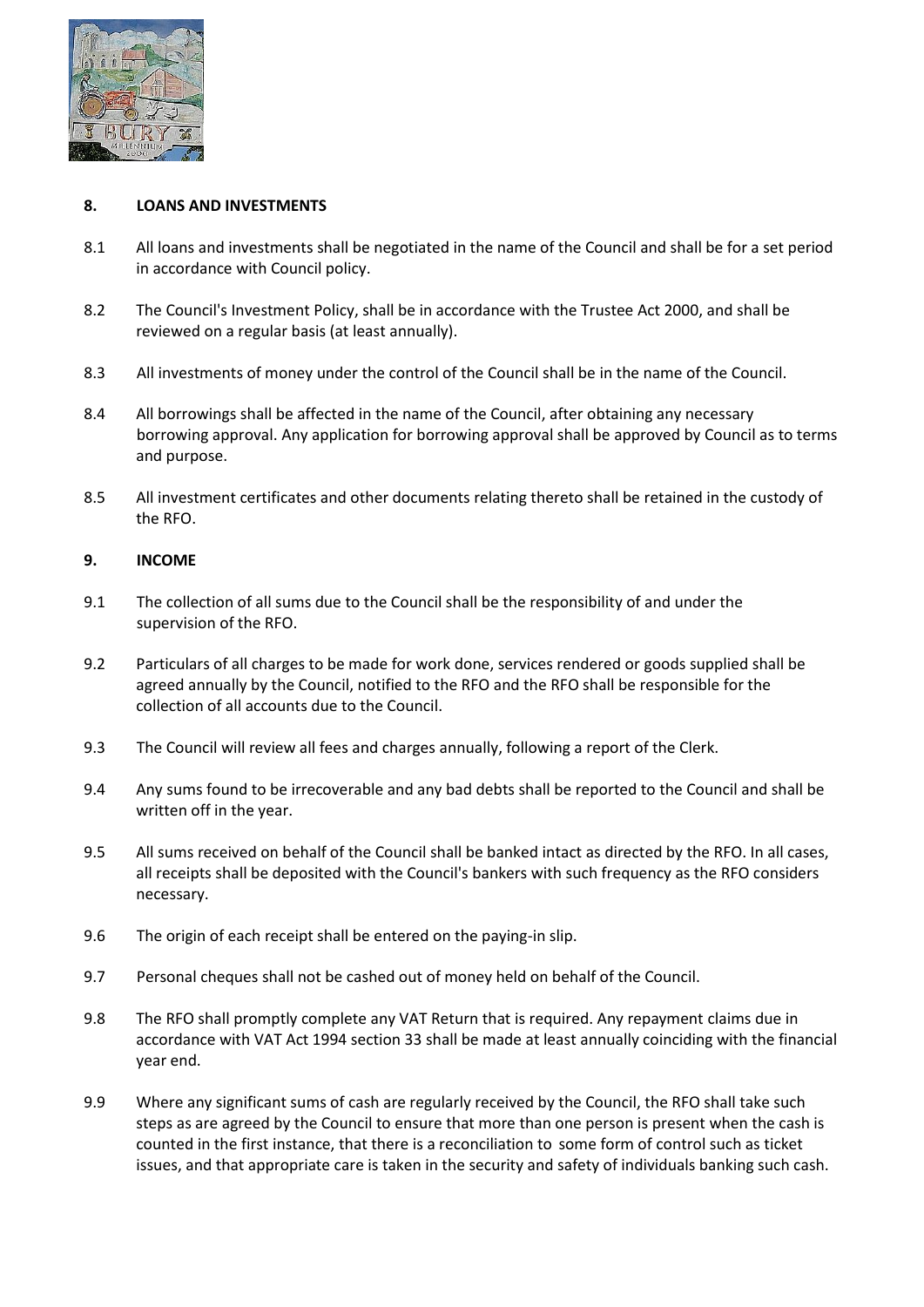## 8. LOANS AND INVESTMENTS

8.1 All loans and investments shall be negotiated in the name of the Council and shall be for a set period in accordance with Council policy.

8.2 The Council's Investment Policy, shall be in accordance with the Trustee Act 2000, and shall be reviewed on a regular basis (at least annually).

8.3 All investments of money under the control of the Council shall be in the name of the Council.

8.4 All borrowings shall be affected in the name of the Council, after obtaining any necessary borrowing approval. Any application for borrowing approval shall be approved by Council as to terms and purpose.

8.5 All investment certificates and other documents relating thereto shall be retained in the custody of the RFO.

## 9. INCOME

9.1 The collection of all sums due to the Council shall be the responsibility of and under the supervision of the RFO.

9.2 Particulars of all charges to be made for work done, services rendered or goods supplied shall be agreed annually by the Council, notified to the RFO and the RFO shall be responsible for the collection of all accounts due to the Council.

9.3 The Council will review all fees and charges annually, following a report of the Clerk.

9.4 Any sums found to be irrecoverable and any bad debts shall be reported to the Council and shall be written off in the year.

9.5 All sums received on behalf of the Council shall be banked intact as directed by the RFO. In all cases, all receipts shall be deposited with the Council's bankers with such frequency as the RFO considers necessary.

9.6 The origin of each receipt shall be entered on the paying-in slip.

9.7 Personal cheques shall not be cashed out of money held on behalf of the Council.

9.8 The RFO shall promptly complete any VAT Return that is required. Any repayment claims due in accordance with VAT Act 1994 section 33 shall be made at least annually coinciding with the financial year end.

9.9 Where any significant sums of cash are regularly received by the Council, the RFO shall take such steps as are agreed by the Council to ensure that more than one person is present when the cash is counted in the first instance, that there is a reconciliation to some form of control such as ticket issues, and that appropriate care is taken in the security and safety of individuals banking such cash.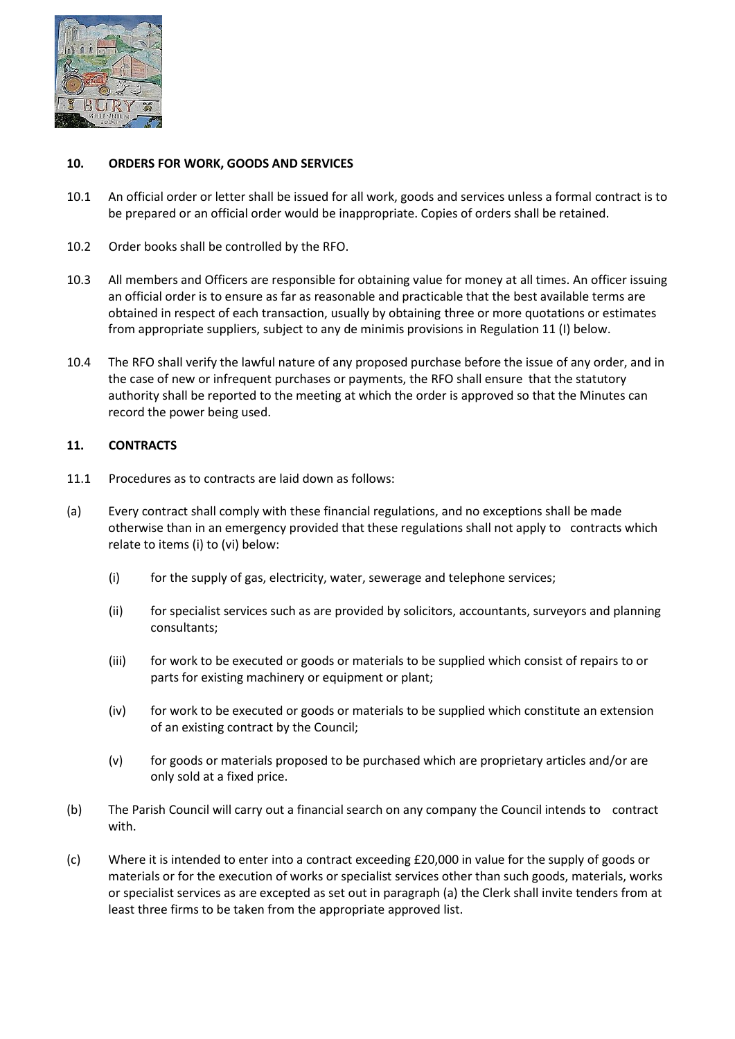## 10. ORDERS FOR WORK, GOODS AND SERVICES

10.1 An official order or letter shall be issued for all work, goods and services unless a formal contract is to be prepared or an official order would be inappropriate. Copies of orders shall be retained.

10.2 Order books shall be controlled by the RFO.

10.3 All members and Officers are responsible for obtaining value for money at all times. An officer issuing an official order is to ensure as far as reasonable and practicable that the best available terms are obtained in respect of each transaction, usually by obtaining three or more quotations or estimates from appropriate suppliers, subject to any de minimis provisions in Regulation 11 (I) below.

10.4 The RFO shall verify the lawful nature of any proposed purchase before the issue of any order, and in the case of new or infrequent purchases or payments, the RFO shall ensure that the statutory authority shall be reported to the meeting at which the order is approved so that the Minutes can record the power being used.

## 11. CONTRACTS

11.1 Procedures as to contracts are laid down as follows:

(a) Every contract shall comply with these financial regulations, and no exceptions shall be made otherwise than in an emergency provided that these regulations shall not apply to contracts which relate to items (i) to (vi) below:

- (i) for the supply of gas, electricity, water, sewerage and telephone services;
- (ii) for specialist services such as are provided by solicitors, accountants, surveyors and planning consultants;
- (iii) for work to be executed or goods or materials to be supplied which consist of repairs to or parts for existing machinery or equipment or plant;
- (iv) for work to be executed or goods or materials to be supplied which constitute an extension of an existing contract by the Council;
- (v) for goods or materials proposed to be purchased which are proprietary articles and/or are only sold at a fixed price.

(b) The Parish Council will carry out a financial search on any company the Council intends to contract with.

(c) Where it is intended to enter into a contract exceeding £20,000 in value for the supply of goods or materials or for the execution of works or specialist services other than such goods, materials, works or specialist services as are excepted as set out in paragraph (a) the Clerk shall invite tenders from at least three firms to be taken from the appropriate approved list.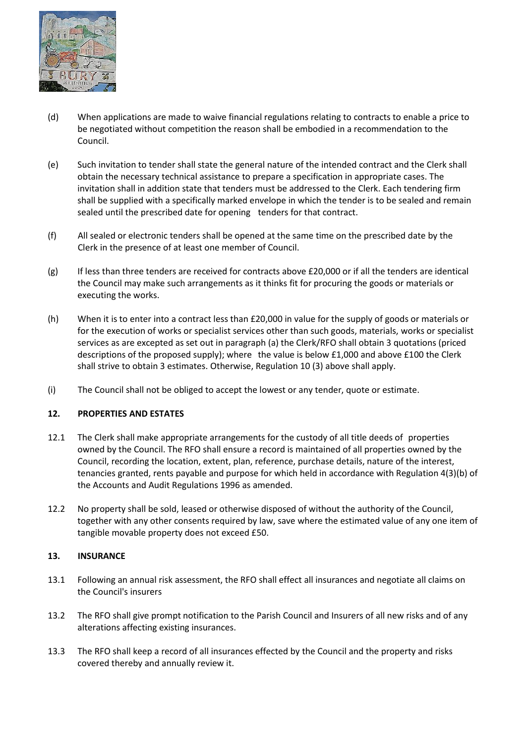(d) When applications are made to waive financial regulations relating to contracts to enable a price to be negotiated without competition the reason shall be embodied in a recommendation to the Council.

(e) Such invitation to tender shall state the general nature of the intended contract and the Clerk shall obtain the necessary technical assistance to prepare a specification in appropriate cases. The invitation shall in addition state that tenders must be addressed to the Clerk. Each tendering firm shall be supplied with a specifically marked envelope in which the tender is to be sealed and remain sealed until the prescribed date for opening tenders for that contract.

(f) All sealed or electronic tenders shall be opened at the same time on the prescribed date by the Clerk in the presence of at least one member of Council.

(g) If less than three tenders are received for contracts above £20,000 or if all the tenders are identical the Council may make such arrangements as it thinks fit for procuring the goods or materials or executing the works.

(h) When it is to enter into a contract less than £20,000 in value for the supply of goods or materials or for the execution of works or specialist services other than such goods, materials, works or specialist services as are excepted as set out in paragraph (a) the Clerk/RFO shall obtain 3 quotations (priced descriptions of the proposed supply); where the value is below £1,000 and above £100 the Clerk shall strive to obtain 3 estimates. Otherwise, Regulation 10 (3) above shall apply.

(i) The Council shall not be obliged to accept the lowest or any tender, quote or estimate.

## 12. PROPERTIES AND ESTATES

12.1 The Clerk shall make appropriate arrangements for the custody of all title deeds of properties owned by the Council. The RFO shall ensure a record is maintained of all properties owned by the Council, recording the location, extent, plan, reference, purchase details, nature of the interest, tenancies granted, rents payable and purpose for which held in accordance with Regulation 4(3)(b) of the Accounts and Audit Regulations 1996 as amended.

12.2 No property shall be sold, leased or otherwise disposed of without the authority of the Council, together with any other consents required by law, save where the estimated value of any one item of tangible movable property does not exceed £50.

## 13. INSURANCE

13.1 Following an annual risk assessment, the RFO shall effect all insurances and negotiate all claims on the Council's insurers

13.2 The RFO shall give prompt notification to the Parish Council and Insurers of all new risks and of any alterations affecting existing insurances.

13.3 The RFO shall keep a record of all insurances effected by the Council and the property and risks covered thereby and annually review it.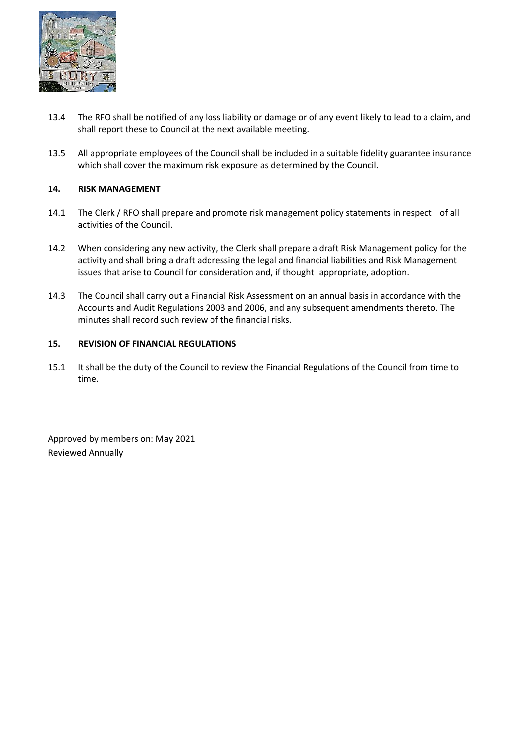13.4 The RFO shall be notified of any loss liability or damage or of any event likely to lead to a claim, and shall report these to Council at the next available meeting.

13.5 All appropriate employees of the Council shall be included in a suitable fidelity guarantee insurance which shall cover the maximum risk exposure as determined by the Council.

## 14. RISK MANAGEMENT

14.1 The Clerk / RFO shall prepare and promote risk management policy statements in respect of all activities of the Council.

14.2 When considering any new activity, the Clerk shall prepare a draft Risk Management policy for the activity and shall bring a draft addressing the legal and financial liabilities and Risk Management issues that arise to Council for consideration and, if thought appropriate, adoption.

14.3 The Council shall carry out a Financial Risk Assessment on an annual basis in accordance with the Accounts and Audit Regulations 2003 and 2006, and any subsequent amendments thereto. The minutes shall record such review of the financial risks.

## 15. REVISION OF FINANCIAL REGULATIONS

15.1 It shall be the duty of the Council to review the Financial Regulations of the Council from time to time.

Approved by members on: May 2021
Reviewed Annually